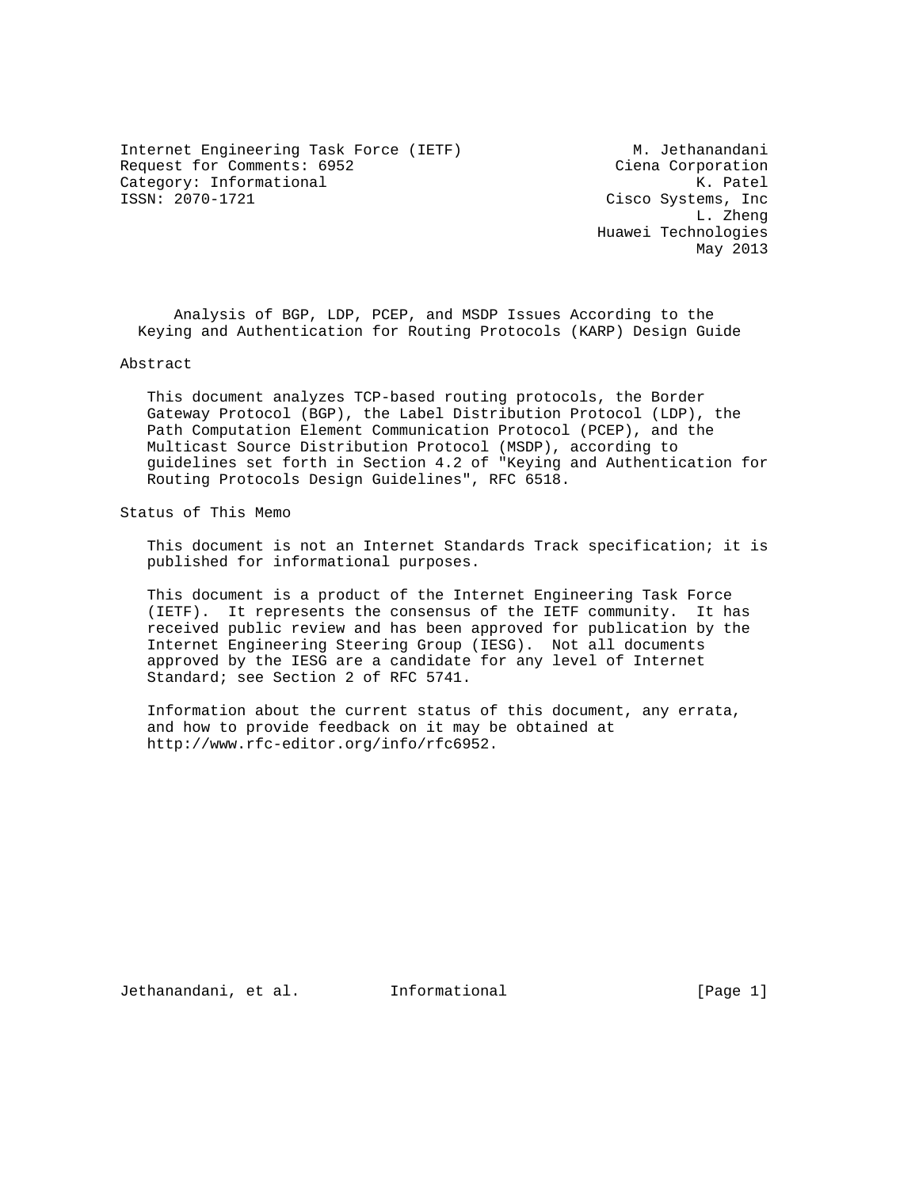Internet Engineering Task Force (IETF) M. Jethanandani
Request for Comments: 6952 Ciena Corporation
Category: Informational K. Patel
ISSN: 2070-1721 Cisco Systems, Inc
L. Zheng
Huawei Technologies
May 2013

# Analysis of BGP, LDP, PCEP, and MSDP Issues According to the Keying and Authentication for Routing Protocols (KARP) Design Guide

## Abstract

This document analyzes TCP-based routing protocols, the Border Gateway Protocol (BGP), the Label Distribution Protocol (LDP), the Path Computation Element Communication Protocol (PCEP), and the Multicast Source Distribution Protocol (MSDP), according to guidelines set forth in Section 4.2 of "Keying and Authentication for Routing Protocols Design Guidelines", RFC 6518.

## Status of This Memo

This document is not an Internet Standards Track specification; it is published for informational purposes.

This document is a product of the Internet Engineering Task Force (IETF). It represents the consensus of the IETF community. It has received public review and has been approved for publication by the Internet Engineering Steering Group (IESG). Not all documents approved by the IESG are a candidate for any level of Internet Standard; see Section 2 of RFC 5741.

Information about the current status of this document, any errata, and how to provide feedback on it may be obtained at http://www.rfc-editor.org/info/rfc6952.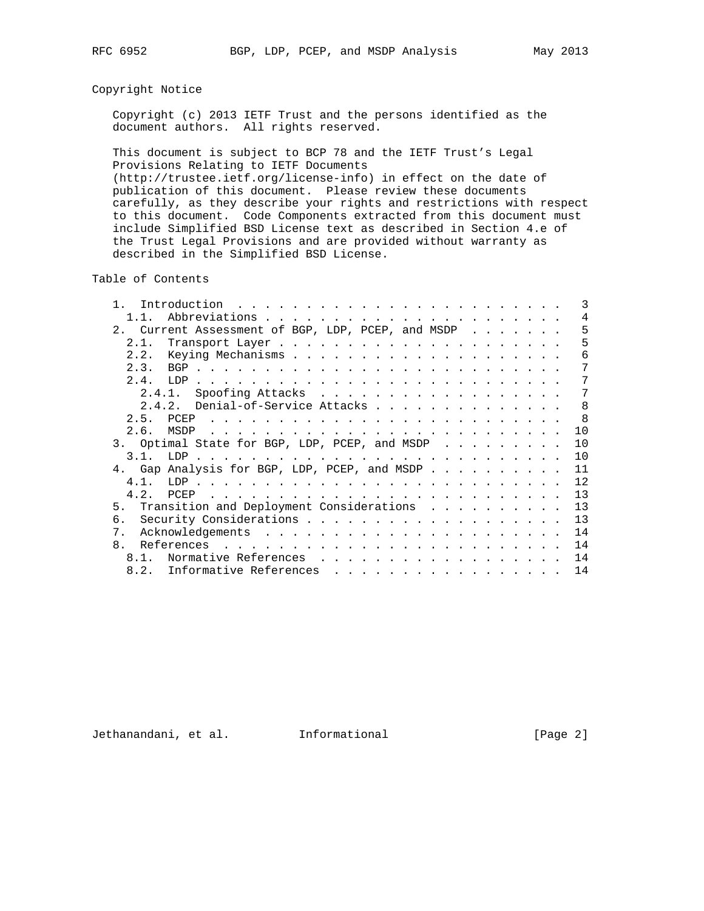## Copyright Notice

Copyright (c) 2013 IETF Trust and the persons identified as the document authors. All rights reserved.

This document is subject to BCP 78 and the IETF Trust's Legal Provisions Relating to IETF Documents (http://trustee.ietf.org/license-info) in effect on the date of publication of this document. Please review these documents carefully, as they describe your rights and restrictions with respect to this document. Code Components extracted from this document must include Simplified BSD License text as described in Section 4.e of the Trust Legal Provisions and are provided without warranty as described in the Simplified BSD License.

## Table of Contents

```
   1.  Introduction . . . . . . . . . . . . . . . . . . . . . . . .   3
     1.1.  Abbreviations . . . . . . . . . . . . . . . . . . . . . .   4
   2.  Current Assessment of BGP, LDP, PCEP, and MSDP . . . . . . .   5
     2.1.  Transport Layer . . . . . . . . . . . . . . . . . . . . .   5
     2.2.  Keying Mechanisms . . . . . . . . . . . . . . . . . . . .   6
     2.3.  BGP . . . . . . . . . . . . . . . . . . . . . . . . . . .   7
     2.4.  LDP . . . . . . . . . . . . . . . . . . . . . . . . . . .   7
       2.4.1.  Spoofing Attacks  . . . . . . . . . . . . . . . . . .   7
       2.4.2.  Denial-of-Service Attacks . . . . . . . . . . . . . .   8
     2.5.  PCEP  . . . . . . . . . . . . . . . . . . . . . . . . . .   8
     2.6.  MSDP  . . . . . . . . . . . . . . . . . . . . . . . . . .  10
   3.  Optimal State for BGP, LDP, PCEP, and MSDP  . . . . . . . . .  10
     3.1.  LDP . . . . . . . . . . . . . . . . . . . . . . . . . . .  10
   4.  Gap Analysis for BGP, LDP, PCEP, and MSDP . . . . . . . . . .  11
     4.1.  LDP . . . . . . . . . . . . . . . . . . . . . . . . . . .  12
     4.2.  PCEP  . . . . . . . . . . . . . . . . . . . . . . . . . .  13
   5.  Transition and Deployment Considerations  . . . . . . . . . .  13
   6.  Security Considerations . . . . . . . . . . . . . . . . . . .  13
   7.  Acknowledgements  . . . . . . . . . . . . . . . . . . . . . .  14
   8.  References  . . . . . . . . . . . . . . . . . . . . . . . . .  14
     8.1.  Normative References  . . . . . . . . . . . . . . . . . .  14
     8.2.  Informative References  . . . . . . . . . . . . . . . . .  14
```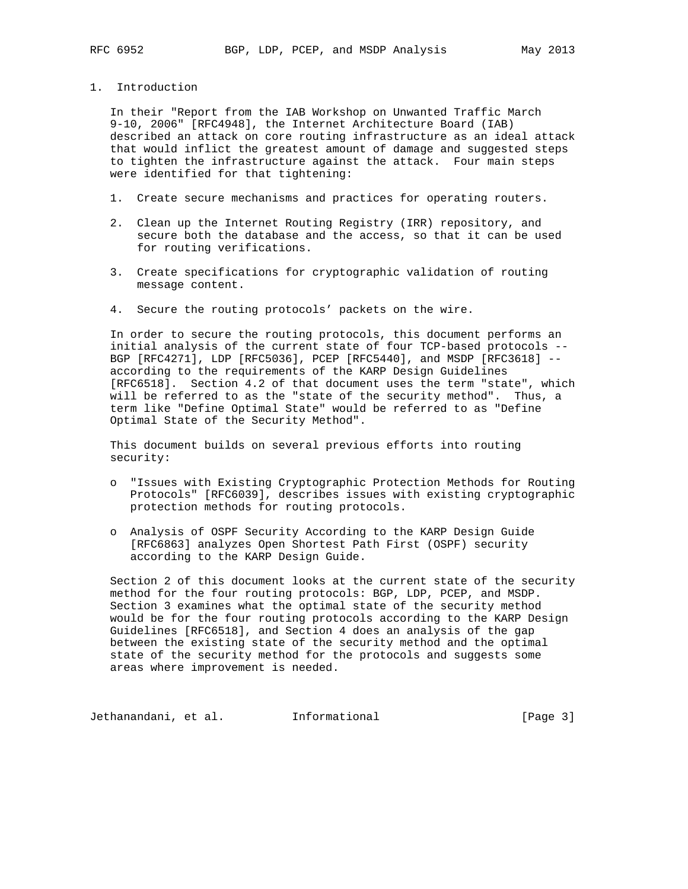# 1. Introduction

In their "Report from the IAB Workshop on Unwanted Traffic March 9-10, 2006" [RFC4948], the Internet Architecture Board (IAB) described an attack on core routing infrastructure as an ideal attack that would inflict the greatest amount of damage and suggested steps to tighten the infrastructure against the attack. Four main steps were identified for that tightening:

1. Create secure mechanisms and practices for operating routers.

2. Clean up the Internet Routing Registry (IRR) repository, and secure both the database and the access, so that it can be used for routing verifications.

3. Create specifications for cryptographic validation of routing message content.

4. Secure the routing protocols' packets on the wire.

In order to secure the routing protocols, this document performs an initial analysis of the current state of four TCP-based protocols -- BGP [RFC4271], LDP [RFC5036], PCEP [RFC5440], and MSDP [RFC3618] -- according to the requirements of the KARP Design Guidelines [RFC6518]. Section 4.2 of that document uses the term "state", which will be referred to as the "state of the security method". Thus, a term like "Define Optimal State" would be referred to as "Define Optimal State of the Security Method".

This document builds on several previous efforts into routing security:

- "Issues with Existing Cryptographic Protection Methods for Routing Protocols" [RFC6039], describes issues with existing cryptographic protection methods for routing protocols.

- Analysis of OSPF Security According to the KARP Design Guide [RFC6863] analyzes Open Shortest Path First (OSPF) security according to the KARP Design Guide.

Section 2 of this document looks at the current state of the security method for the four routing protocols: BGP, LDP, PCEP, and MSDP. Section 3 examines what the optimal state of the security method would be for the four routing protocols according to the KARP Design Guidelines [RFC6518], and Section 4 does an analysis of the gap between the existing state of the security method and the optimal state of the security method for the protocols and suggests some areas where improvement is needed.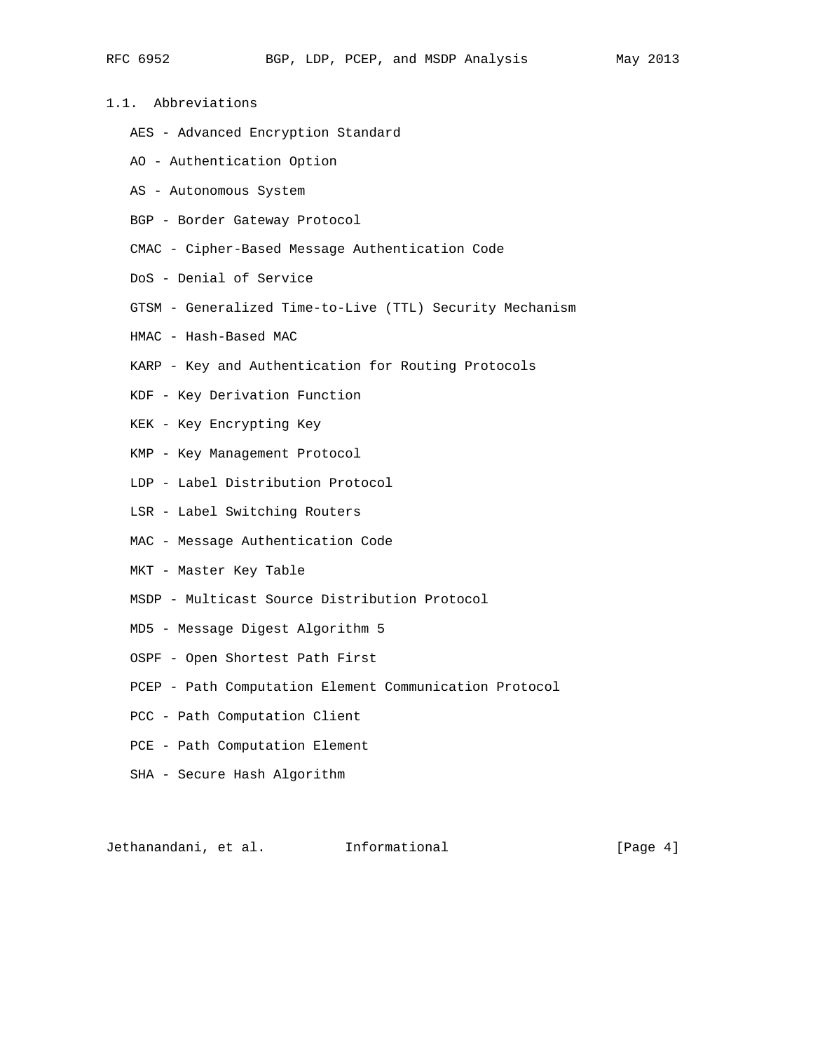## 1.1. Abbreviations

AES - Advanced Encryption Standard

AO - Authentication Option

AS - Autonomous System

BGP - Border Gateway Protocol

CMAC - Cipher-Based Message Authentication Code

DoS - Denial of Service

GTSM - Generalized Time-to-Live (TTL) Security Mechanism

HMAC - Hash-Based MAC

KARP - Key and Authentication for Routing Protocols

KDF - Key Derivation Function

KEK - Key Encrypting Key

KMP - Key Management Protocol

LDP - Label Distribution Protocol

LSR - Label Switching Routers

MAC - Message Authentication Code

MKT - Master Key Table

MSDP - Multicast Source Distribution Protocol

MD5 - Message Digest Algorithm 5

OSPF - Open Shortest Path First

PCEP - Path Computation Element Communication Protocol

PCC - Path Computation Client

PCE - Path Computation Element

SHA - Secure Hash Algorithm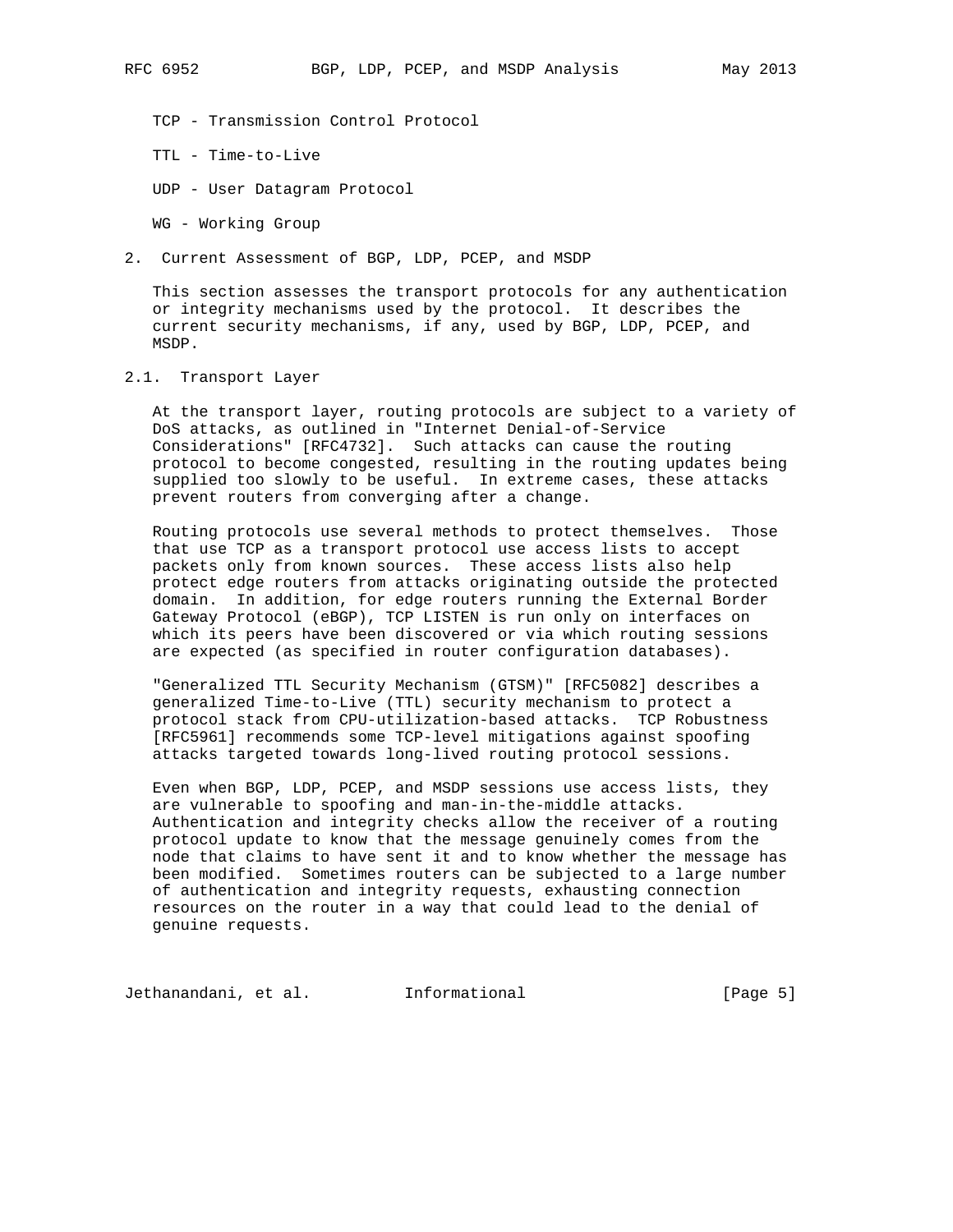TCP - Transmission Control Protocol

TTL - Time-to-Live

UDP - User Datagram Protocol

WG - Working Group

## 2. Current Assessment of BGP, LDP, PCEP, and MSDP

This section assesses the transport protocols for any authentication or integrity mechanisms used by the protocol. It describes the current security mechanisms, if any, used by BGP, LDP, PCEP, and MSDP.

### 2.1. Transport Layer

At the transport layer, routing protocols are subject to a variety of DoS attacks, as outlined in "Internet Denial-of-Service Considerations" [RFC4732]. Such attacks can cause the routing protocol to become congested, resulting in the routing updates being supplied too slowly to be useful. In extreme cases, these attacks prevent routers from converging after a change.

Routing protocols use several methods to protect themselves. Those that use TCP as a transport protocol use access lists to accept packets only from known sources. These access lists also help protect edge routers from attacks originating outside the protected domain. In addition, for edge routers running the External Border Gateway Protocol (eBGP), TCP LISTEN is run only on interfaces on which its peers have been discovered or via which routing sessions are expected (as specified in router configuration databases).

"Generalized TTL Security Mechanism (GTSM)" [RFC5082] describes a generalized Time-to-Live (TTL) security mechanism to protect a protocol stack from CPU-utilization-based attacks. TCP Robustness [RFC5961] recommends some TCP-level mitigations against spoofing attacks targeted towards long-lived routing protocol sessions.

Even when BGP, LDP, PCEP, and MSDP sessions use access lists, they are vulnerable to spoofing and man-in-the-middle attacks. Authentication and integrity checks allow the receiver of a routing protocol update to know that the message genuinely comes from the node that claims to have sent it and to know whether the message has been modified. Sometimes routers can be subjected to a large number of authentication and integrity requests, exhausting connection resources on the router in a way that could lead to the denial of genuine requests.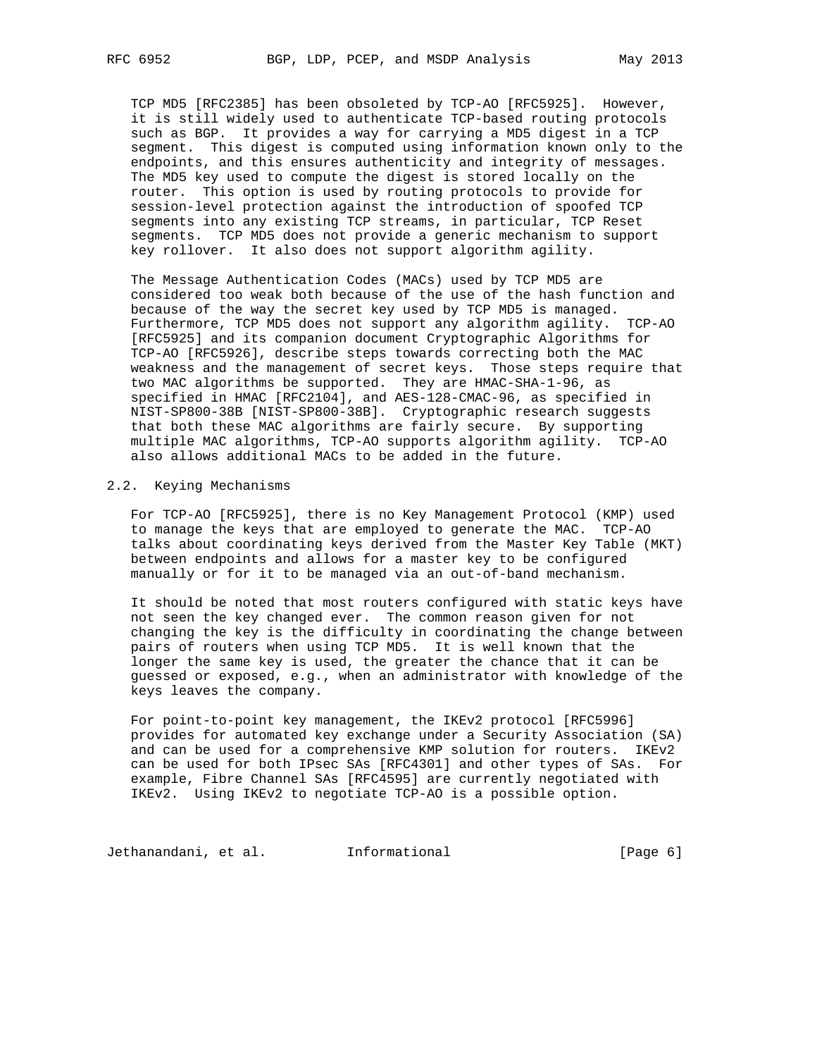TCP MD5 [RFC2385] has been obsoleted by TCP-AO [RFC5925]. However, it is still widely used to authenticate TCP-based routing protocols such as BGP. It provides a way for carrying a MD5 digest in a TCP segment. This digest is computed using information known only to the endpoints, and this ensures authenticity and integrity of messages. The MD5 key used to compute the digest is stored locally on the router. This option is used by routing protocols to provide for session-level protection against the introduction of spoofed TCP segments into any existing TCP streams, in particular, TCP Reset segments. TCP MD5 does not provide a generic mechanism to support key rollover. It also does not support algorithm agility.

The Message Authentication Codes (MACs) used by TCP MD5 are considered too weak both because of the use of the hash function and because of the way the secret key used by TCP MD5 is managed. Furthermore, TCP MD5 does not support any algorithm agility. TCP-AO [RFC5925] and its companion document Cryptographic Algorithms for TCP-AO [RFC5926], describe steps towards correcting both the MAC weakness and the management of secret keys. Those steps require that two MAC algorithms be supported. They are HMAC-SHA-1-96, as specified in HMAC [RFC2104], and AES-128-CMAC-96, as specified in NIST-SP800-38B [NIST-SP800-38B]. Cryptographic research suggests that both these MAC algorithms are fairly secure. By supporting multiple MAC algorithms, TCP-AO supports algorithm agility. TCP-AO also allows additional MACs to be added in the future.

## 2.2. Keying Mechanisms

For TCP-AO [RFC5925], there is no Key Management Protocol (KMP) used to manage the keys that are employed to generate the MAC. TCP-AO talks about coordinating keys derived from the Master Key Table (MKT) between endpoints and allows for a master key to be configured manually or for it to be managed via an out-of-band mechanism.

It should be noted that most routers configured with static keys have not seen the key changed ever. The common reason given for not changing the key is the difficulty in coordinating the change between pairs of routers when using TCP MD5. It is well known that the longer the same key is used, the greater the chance that it can be guessed or exposed, e.g., when an administrator with knowledge of the keys leaves the company.

For point-to-point key management, the IKEv2 protocol [RFC5996] provides for automated key exchange under a Security Association (SA) and can be used for a comprehensive KMP solution for routers. IKEv2 can be used for both IPsec SAs [RFC4301] and other types of SAs. For example, Fibre Channel SAs [RFC4595] are currently negotiated with IKEv2. Using IKEv2 to negotiate TCP-AO is a possible option.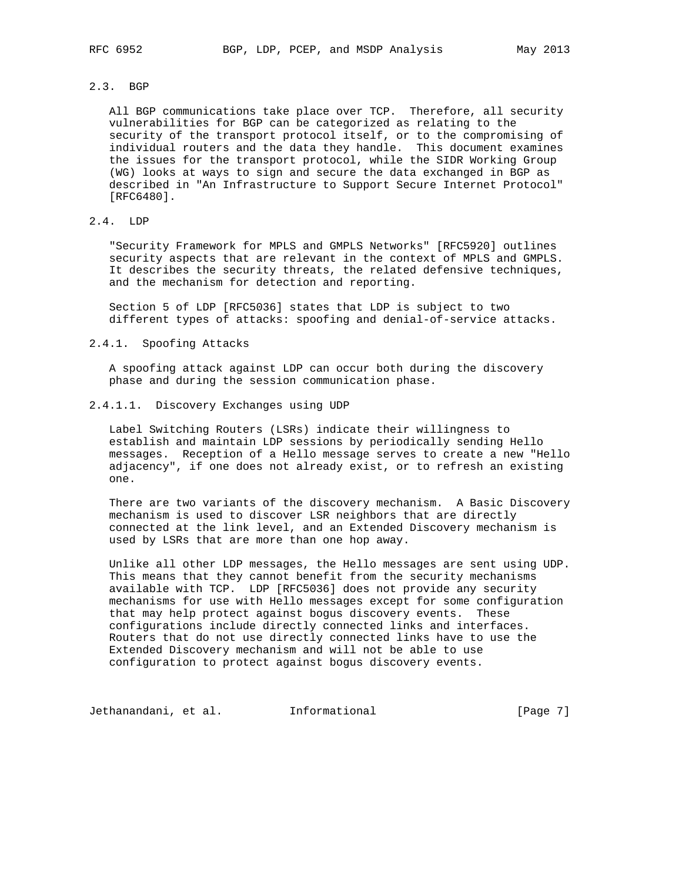## 2.3. BGP

All BGP communications take place over TCP. Therefore, all security vulnerabilities for BGP can be categorized as relating to the security of the transport protocol itself, or to the compromising of individual routers and the data they handle. This document examines the issues for the transport protocol, while the SIDR Working Group (WG) looks at ways to sign and secure the data exchanged in BGP as described in "An Infrastructure to Support Secure Internet Protocol" [RFC6480].

## 2.4. LDP

"Security Framework for MPLS and GMPLS Networks" [RFC5920] outlines security aspects that are relevant in the context of MPLS and GMPLS. It describes the security threats, the related defensive techniques, and the mechanism for detection and reporting.

Section 5 of LDP [RFC5036] states that LDP is subject to two different types of attacks: spoofing and denial-of-service attacks.

### 2.4.1. Spoofing Attacks

A spoofing attack against LDP can occur both during the discovery phase and during the session communication phase.

#### 2.4.1.1. Discovery Exchanges using UDP

Label Switching Routers (LSRs) indicate their willingness to establish and maintain LDP sessions by periodically sending Hello messages. Reception of a Hello message serves to create a new "Hello adjacency", if one does not already exist, or to refresh an existing one.

There are two variants of the discovery mechanism. A Basic Discovery mechanism is used to discover LSR neighbors that are directly connected at the link level, and an Extended Discovery mechanism is used by LSRs that are more than one hop away.

Unlike all other LDP messages, the Hello messages are sent using UDP. This means that they cannot benefit from the security mechanisms available with TCP. LDP [RFC5036] does not provide any security mechanisms for use with Hello messages except for some configuration that may help protect against bogus discovery events. These configurations include directly connected links and interfaces. Routers that do not use directly connected links have to use the Extended Discovery mechanism and will not be able to use configuration to protect against bogus discovery events.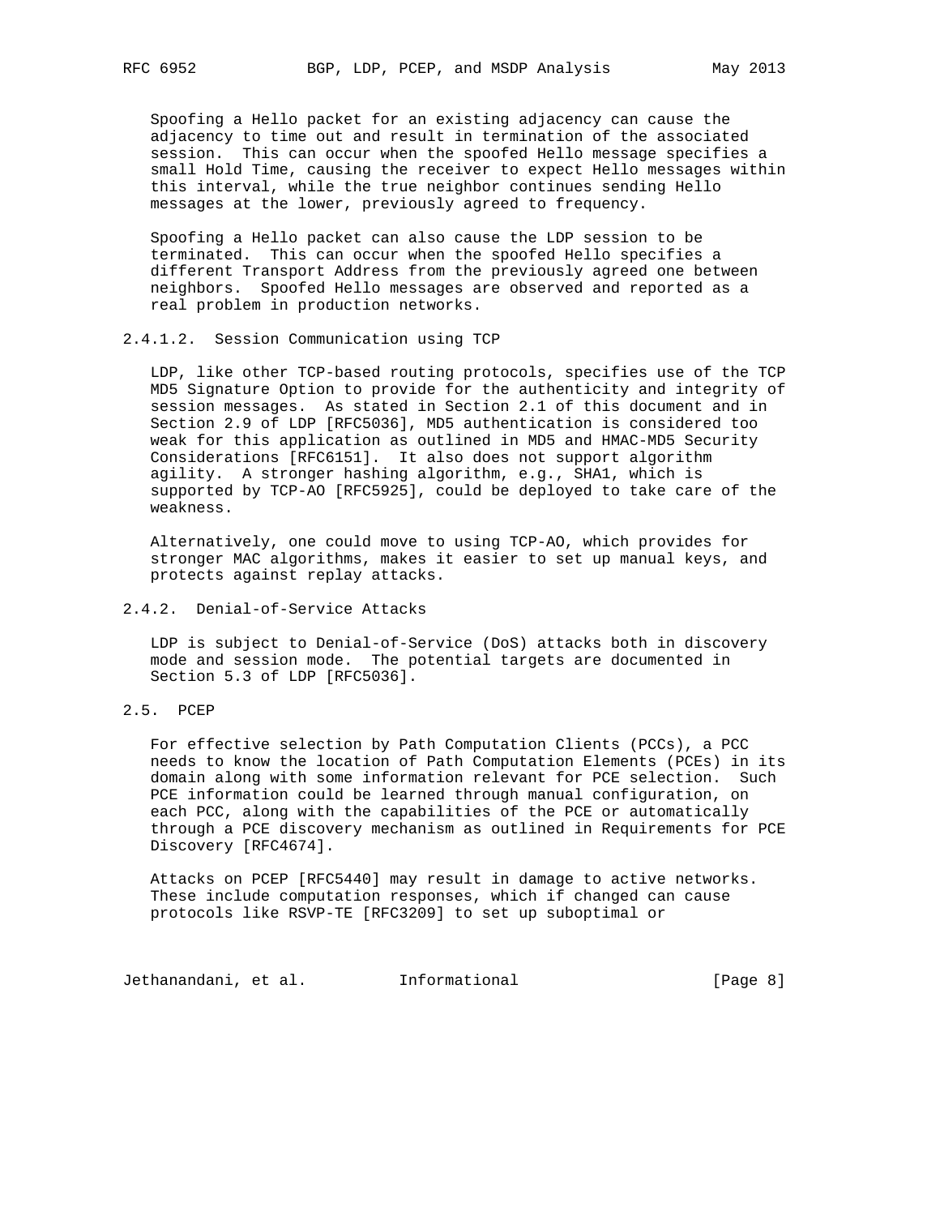Spoofing a Hello packet for an existing adjacency can cause the adjacency to time out and result in termination of the associated session. This can occur when the spoofed Hello message specifies a small Hold Time, causing the receiver to expect Hello messages within this interval, while the true neighbor continues sending Hello messages at the lower, previously agreed to frequency.

Spoofing a Hello packet can also cause the LDP session to be terminated. This can occur when the spoofed Hello specifies a different Transport Address from the previously agreed one between neighbors. Spoofed Hello messages are observed and reported as a real problem in production networks.

#### 2.4.1.2. Session Communication using TCP

LDP, like other TCP-based routing protocols, specifies use of the TCP MD5 Signature Option to provide for the authenticity and integrity of session messages. As stated in Section 2.1 of this document and in Section 2.9 of LDP [RFC5036], MD5 authentication is considered too weak for this application as outlined in MD5 and HMAC-MD5 Security Considerations [RFC6151]. It also does not support algorithm agility. A stronger hashing algorithm, e.g., SHA1, which is supported by TCP-AO [RFC5925], could be deployed to take care of the weakness.

Alternatively, one could move to using TCP-AO, which provides for stronger MAC algorithms, makes it easier to set up manual keys, and protects against replay attacks.

### 2.4.2. Denial-of-Service Attacks

LDP is subject to Denial-of-Service (DoS) attacks both in discovery mode and session mode. The potential targets are documented in Section 5.3 of LDP [RFC5036].

## 2.5. PCEP

For effective selection by Path Computation Clients (PCCs), a PCC needs to know the location of Path Computation Elements (PCEs) in its domain along with some information relevant for PCE selection. Such PCE information could be learned through manual configuration, on each PCC, along with the capabilities of the PCE or automatically through a PCE discovery mechanism as outlined in Requirements for PCE Discovery [RFC4674].

Attacks on PCEP [RFC5440] may result in damage to active networks. These include computation responses, which if changed can cause protocols like RSVP-TE [RFC3209] to set up suboptimal or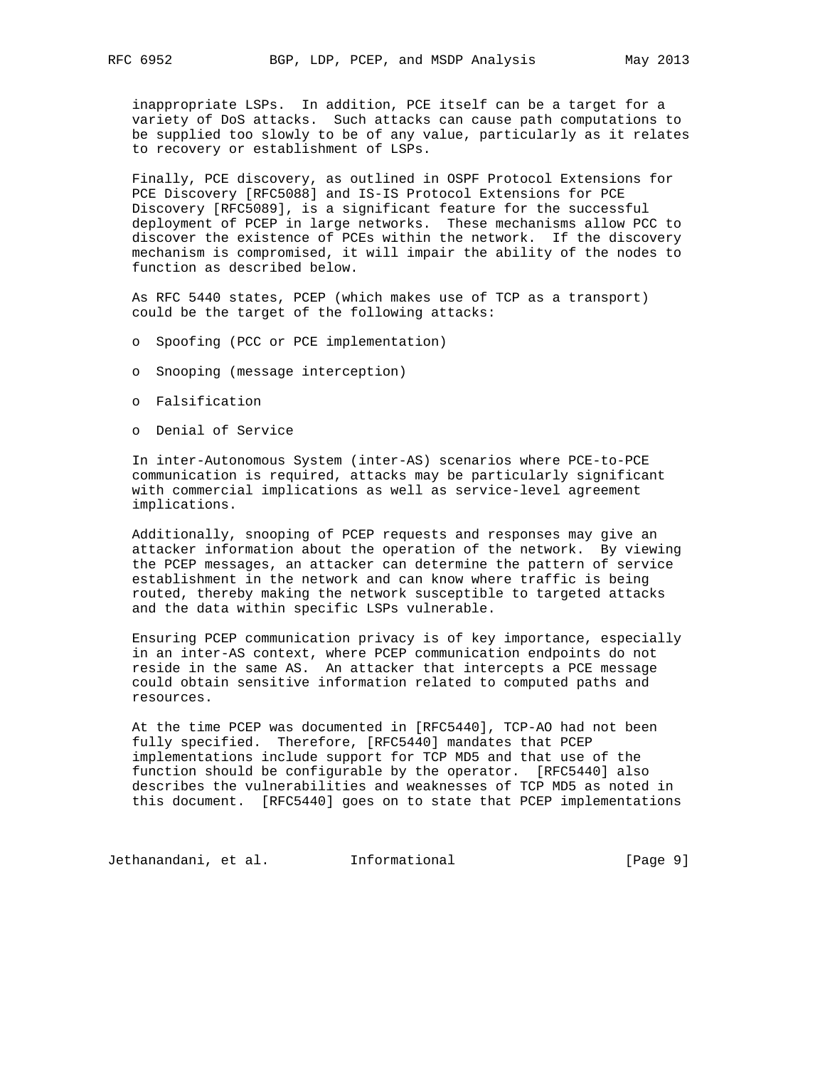inappropriate LSPs. In addition, PCE itself can be a target for a variety of DoS attacks. Such attacks can cause path computations to be supplied too slowly to be of any value, particularly as it relates to recovery or establishment of LSPs.

Finally, PCE discovery, as outlined in OSPF Protocol Extensions for PCE Discovery [RFC5088] and IS-IS Protocol Extensions for PCE Discovery [RFC5089], is a significant feature for the successful deployment of PCEP in large networks. These mechanisms allow PCC to discover the existence of PCEs within the network. If the discovery mechanism is compromised, it will impair the ability of the nodes to function as described below.

As RFC 5440 states, PCEP (which makes use of TCP as a transport) could be the target of the following attacks:

- Spoofing (PCC or PCE implementation)
- Snooping (message interception)
- Falsification
- Denial of Service

In inter-Autonomous System (inter-AS) scenarios where PCE-to-PCE communication is required, attacks may be particularly significant with commercial implications as well as service-level agreement implications.

Additionally, snooping of PCEP requests and responses may give an attacker information about the operation of the network. By viewing the PCEP messages, an attacker can determine the pattern of service establishment in the network and can know where traffic is being routed, thereby making the network susceptible to targeted attacks and the data within specific LSPs vulnerable.

Ensuring PCEP communication privacy is of key importance, especially in an inter-AS context, where PCEP communication endpoints do not reside in the same AS. An attacker that intercepts a PCE message could obtain sensitive information related to computed paths and resources.

At the time PCEP was documented in [RFC5440], TCP-AO had not been fully specified. Therefore, [RFC5440] mandates that PCEP implementations include support for TCP MD5 and that use of the function should be configurable by the operator. [RFC5440] also describes the vulnerabilities and weaknesses of TCP MD5 as noted in this document. [RFC5440] goes on to state that PCEP implementations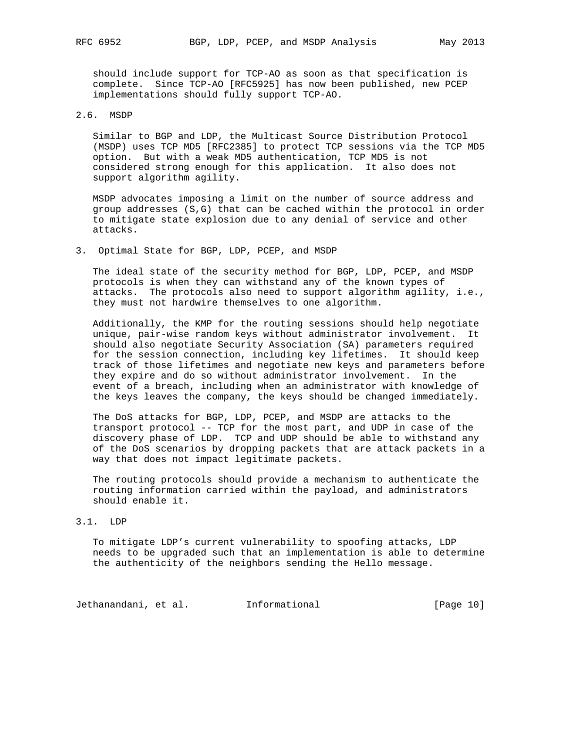should include support for TCP-AO as soon as that specification is complete. Since TCP-AO [RFC5925] has now been published, new PCEP implementations should fully support TCP-AO.

### 2.6. MSDP

Similar to BGP and LDP, the Multicast Source Distribution Protocol (MSDP) uses TCP MD5 [RFC2385] to protect TCP sessions via the TCP MD5 option. But with a weak MD5 authentication, TCP MD5 is not considered strong enough for this application. It also does not support algorithm agility.

MSDP advocates imposing a limit on the number of source address and group addresses (S,G) that can be cached within the protocol in order to mitigate state explosion due to any denial of service and other attacks.

## 3. Optimal State for BGP, LDP, PCEP, and MSDP

The ideal state of the security method for BGP, LDP, PCEP, and MSDP protocols is when they can withstand any of the known types of attacks. The protocols also need to support algorithm agility, i.e., they must not hardwire themselves to one algorithm.

Additionally, the KMP for the routing sessions should help negotiate unique, pair-wise random keys without administrator involvement. It should also negotiate Security Association (SA) parameters required for the session connection, including key lifetimes. It should keep track of those lifetimes and negotiate new keys and parameters before they expire and do so without administrator involvement. In the event of a breach, including when an administrator with knowledge of the keys leaves the company, the keys should be changed immediately.

The DoS attacks for BGP, LDP, PCEP, and MSDP are attacks to the transport protocol -- TCP for the most part, and UDP in case of the discovery phase of LDP. TCP and UDP should be able to withstand any of the DoS scenarios by dropping packets that are attack packets in a way that does not impact legitimate packets.

The routing protocols should provide a mechanism to authenticate the routing information carried within the payload, and administrators should enable it.

### 3.1. LDP

To mitigate LDP's current vulnerability to spoofing attacks, LDP needs to be upgraded such that an implementation is able to determine the authenticity of the neighbors sending the Hello message.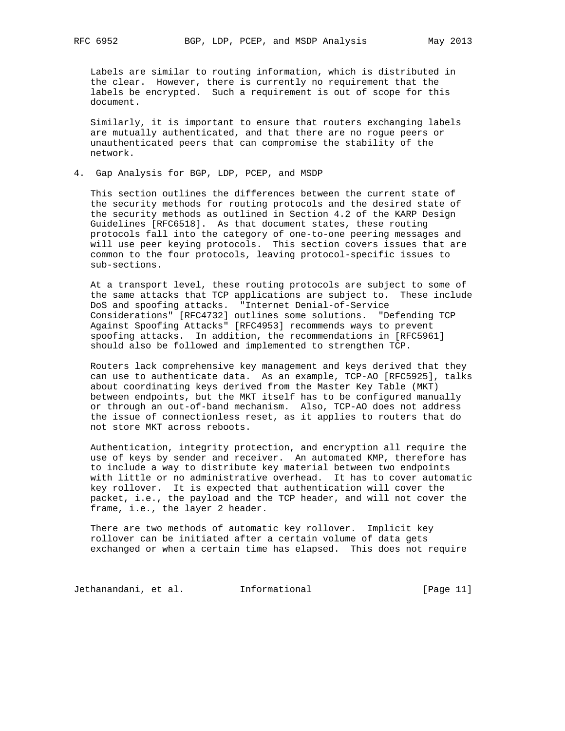Labels are similar to routing information, which is distributed in the clear. However, there is currently no requirement that the labels be encrypted. Such a requirement is out of scope for this document.

Similarly, it is important to ensure that routers exchanging labels are mutually authenticated, and that there are no rogue peers or unauthenticated peers that can compromise the stability of the network.

## 4. Gap Analysis for BGP, LDP, PCEP, and MSDP

This section outlines the differences between the current state of the security methods for routing protocols and the desired state of the security methods as outlined in Section 4.2 of the KARP Design Guidelines [RFC6518]. As that document states, these routing protocols fall into the category of one-to-one peering messages and will use peer keying protocols. This section covers issues that are common to the four protocols, leaving protocol-specific issues to sub-sections.

At a transport level, these routing protocols are subject to some of the same attacks that TCP applications are subject to. These include DoS and spoofing attacks. "Internet Denial-of-Service Considerations" [RFC4732] outlines some solutions. "Defending TCP Against Spoofing Attacks" [RFC4953] recommends ways to prevent spoofing attacks. In addition, the recommendations in [RFC5961] should also be followed and implemented to strengthen TCP.

Routers lack comprehensive key management and keys derived that they can use to authenticate data. As an example, TCP-AO [RFC5925], talks about coordinating keys derived from the Master Key Table (MKT) between endpoints, but the MKT itself has to be configured manually or through an out-of-band mechanism. Also, TCP-AO does not address the issue of connectionless reset, as it applies to routers that do not store MKT across reboots.

Authentication, integrity protection, and encryption all require the use of keys by sender and receiver. An automated KMP, therefore has to include a way to distribute key material between two endpoints with little or no administrative overhead. It has to cover automatic key rollover. It is expected that authentication will cover the packet, i.e., the payload and the TCP header, and will not cover the frame, i.e., the layer 2 header.

There are two methods of automatic key rollover. Implicit key rollover can be initiated after a certain volume of data gets exchanged or when a certain time has elapsed. This does not require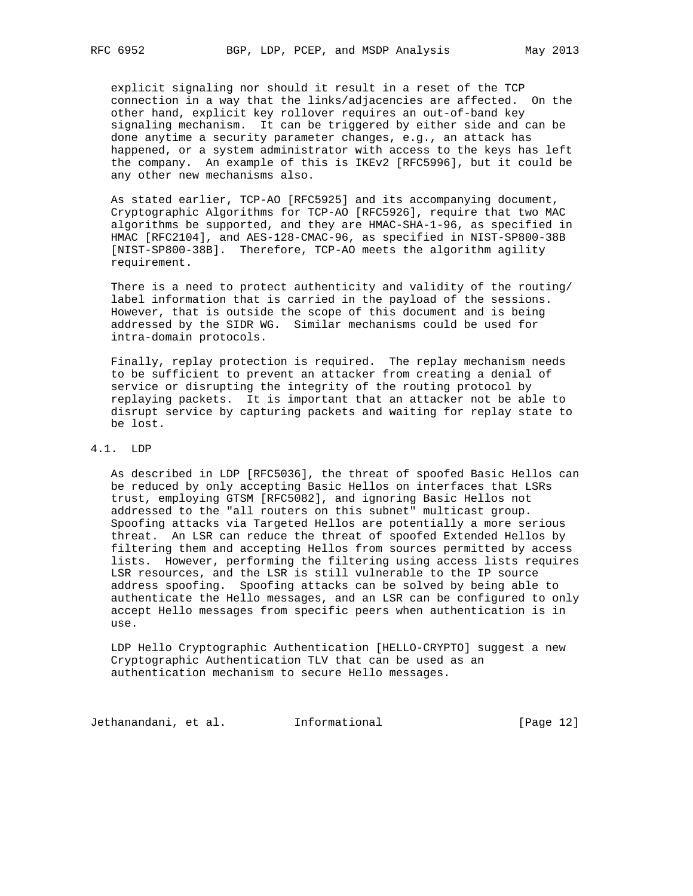explicit signaling nor should it result in a reset of the TCP connection in a way that the links/adjacencies are affected. On the other hand, explicit key rollover requires an out-of-band key signaling mechanism. It can be triggered by either side and can be done anytime a security parameter changes, e.g., an attack has happened, or a system administrator with access to the keys has left the company. An example of this is IKEv2 [RFC5996], but it could be any other new mechanisms also.

As stated earlier, TCP-AO [RFC5925] and its accompanying document, Cryptographic Algorithms for TCP-AO [RFC5926], require that two MAC algorithms be supported, and they are HMAC-SHA-1-96, as specified in HMAC [RFC2104], and AES-128-CMAC-96, as specified in NIST-SP800-38B [NIST-SP800-38B]. Therefore, TCP-AO meets the algorithm agility requirement.

There is a need to protect authenticity and validity of the routing/label information that is carried in the payload of the sessions. However, that is outside the scope of this document and is being addressed by the SIDR WG. Similar mechanisms could be used for intra-domain protocols.

Finally, replay protection is required. The replay mechanism needs to be sufficient to prevent an attacker from creating a denial of service or disrupting the integrity of the routing protocol by replaying packets. It is important that an attacker not be able to disrupt service by capturing packets and waiting for replay state to be lost.

## 4.1. LDP

As described in LDP [RFC5036], the threat of spoofed Basic Hellos can be reduced by only accepting Basic Hellos on interfaces that LSRs trust, employing GTSM [RFC5082], and ignoring Basic Hellos not addressed to the "all routers on this subnet" multicast group. Spoofing attacks via Targeted Hellos are potentially a more serious threat. An LSR can reduce the threat of spoofed Extended Hellos by filtering them and accepting Hellos from sources permitted by access lists. However, performing the filtering using access lists requires LSR resources, and the LSR is still vulnerable to the IP source address spoofing. Spoofing attacks can be solved by being able to authenticate the Hello messages, and an LSR can be configured to only accept Hello messages from specific peers when authentication is in use.

LDP Hello Cryptographic Authentication [HELLO-CRYPTO] suggest a new Cryptographic Authentication TLV that can be used as an authentication mechanism to secure Hello messages.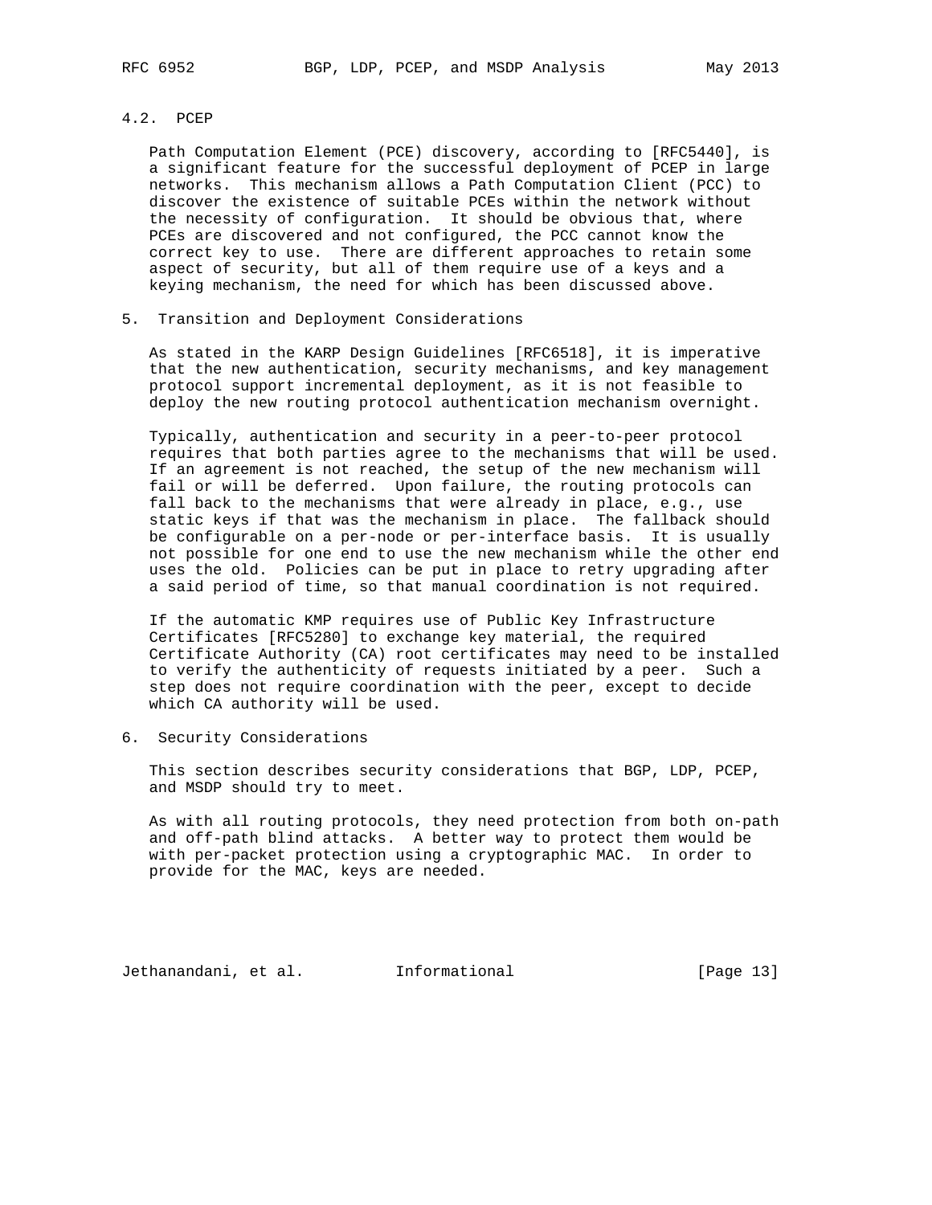### 4.2. PCEP

Path Computation Element (PCE) discovery, according to [RFC5440], is a significant feature for the successful deployment of PCEP in large networks. This mechanism allows a Path Computation Client (PCC) to discover the existence of suitable PCEs within the network without the necessity of configuration. It should be obvious that, where PCEs are discovered and not configured, the PCC cannot know the correct key to use. There are different approaches to retain some aspect of security, but all of them require use of a keys and a keying mechanism, the need for which has been discussed above.

## 5. Transition and Deployment Considerations

As stated in the KARP Design Guidelines [RFC6518], it is imperative that the new authentication, security mechanisms, and key management protocol support incremental deployment, as it is not feasible to deploy the new routing protocol authentication mechanism overnight.

Typically, authentication and security in a peer-to-peer protocol requires that both parties agree to the mechanisms that will be used. If an agreement is not reached, the setup of the new mechanism will fail or will be deferred. Upon failure, the routing protocols can fall back to the mechanisms that were already in place, e.g., use static keys if that was the mechanism in place. The fallback should be configurable on a per-node or per-interface basis. It is usually not possible for one end to use the new mechanism while the other end uses the old. Policies can be put in place to retry upgrading after a said period of time, so that manual coordination is not required.

If the automatic KMP requires use of Public Key Infrastructure Certificates [RFC5280] to exchange key material, the required Certificate Authority (CA) root certificates may need to be installed to verify the authenticity of requests initiated by a peer. Such a step does not require coordination with the peer, except to decide which CA authority will be used.

## 6. Security Considerations

This section describes security considerations that BGP, LDP, PCEP, and MSDP should try to meet.

As with all routing protocols, they need protection from both on-path and off-path blind attacks. A better way to protect them would be with per-packet protection using a cryptographic MAC. In order to provide for the MAC, keys are needed.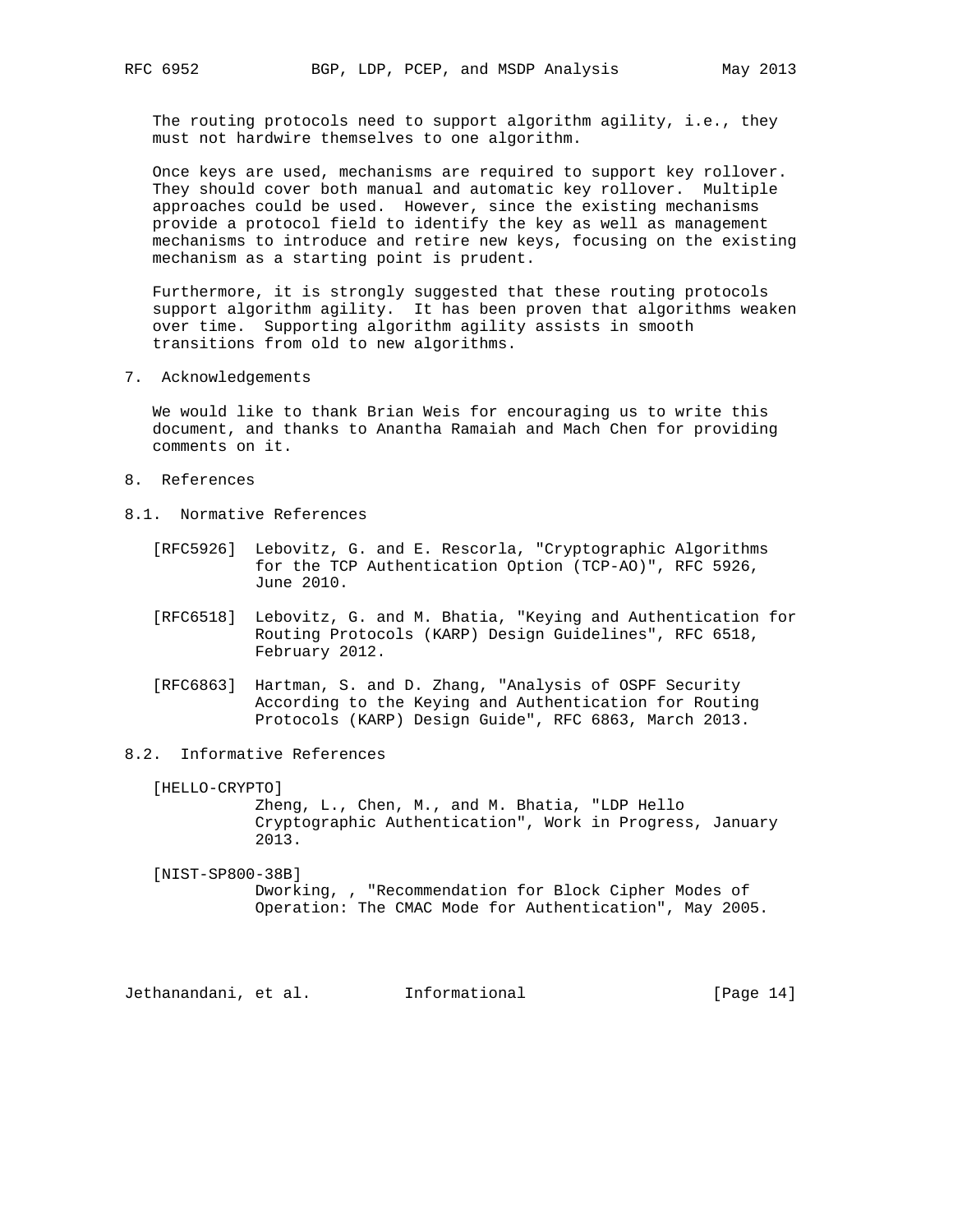The routing protocols need to support algorithm agility, i.e., they must not hardwire themselves to one algorithm.

Once keys are used, mechanisms are required to support key rollover. They should cover both manual and automatic key rollover. Multiple approaches could be used. However, since the existing mechanisms provide a protocol field to identify the key as well as management mechanisms to introduce and retire new keys, focusing on the existing mechanism as a starting point is prudent.

Furthermore, it is strongly suggested that these routing protocols support algorithm agility. It has been proven that algorithms weaken over time. Supporting algorithm agility assists in smooth transitions from old to new algorithms.

## 7. Acknowledgements

We would like to thank Brian Weis for encouraging us to write this document, and thanks to Anantha Ramaiah and Mach Chen for providing comments on it.

## 8. References

### 8.1. Normative References

[RFC5926] Lebovitz, G. and E. Rescorla, "Cryptographic Algorithms for the TCP Authentication Option (TCP-AO)", RFC 5926, June 2010.

[RFC6518] Lebovitz, G. and M. Bhatia, "Keying and Authentication for Routing Protocols (KARP) Design Guidelines", RFC 6518, February 2012.

[RFC6863] Hartman, S. and D. Zhang, "Analysis of OSPF Security According to the Keying and Authentication for Routing Protocols (KARP) Design Guide", RFC 6863, March 2013.

### 8.2. Informative References

[HELLO-CRYPTO] Zheng, L., Chen, M., and M. Bhatia, "LDP Hello Cryptographic Authentication", Work in Progress, January 2013.

[NIST-SP800-38B] Dworking, , "Recommendation for Block Cipher Modes of Operation: The CMAC Mode for Authentication", May 2005.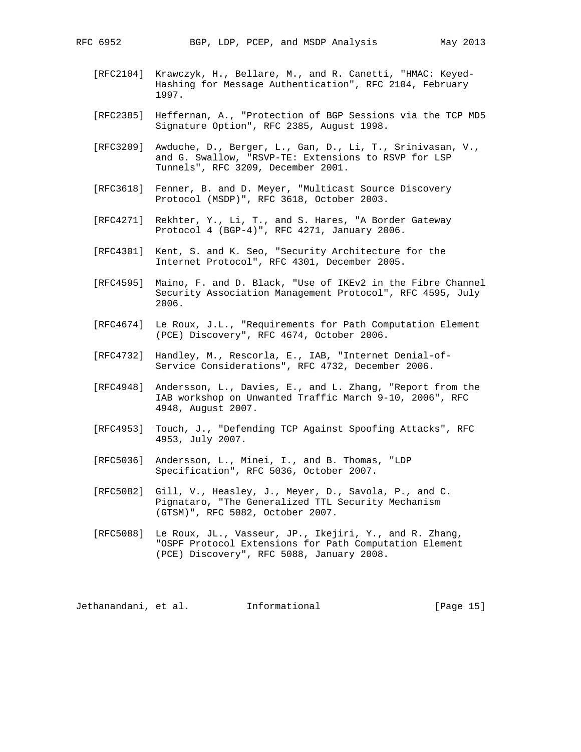[RFC2104] Krawczyk, H., Bellare, M., and R. Canetti, "HMAC: Keyed-Hashing for Message Authentication", RFC 2104, February 1997.

[RFC2385] Heffernan, A., "Protection of BGP Sessions via the TCP MD5 Signature Option", RFC 2385, August 1998.

[RFC3209] Awduche, D., Berger, L., Gan, D., Li, T., Srinivasan, V., and G. Swallow, "RSVP-TE: Extensions to RSVP for LSP Tunnels", RFC 3209, December 2001.

[RFC3618] Fenner, B. and D. Meyer, "Multicast Source Discovery Protocol (MSDP)", RFC 3618, October 2003.

[RFC4271] Rekhter, Y., Li, T., and S. Hares, "A Border Gateway Protocol 4 (BGP-4)", RFC 4271, January 2006.

[RFC4301] Kent, S. and K. Seo, "Security Architecture for the Internet Protocol", RFC 4301, December 2005.

[RFC4595] Maino, F. and D. Black, "Use of IKEv2 in the Fibre Channel Security Association Management Protocol", RFC 4595, July 2006.

[RFC4674] Le Roux, J.L., "Requirements for Path Computation Element (PCE) Discovery", RFC 4674, October 2006.

[RFC4732] Handley, M., Rescorla, E., IAB, "Internet Denial-of-Service Considerations", RFC 4732, December 2006.

[RFC4948] Andersson, L., Davies, E., and L. Zhang, "Report from the IAB workshop on Unwanted Traffic March 9-10, 2006", RFC 4948, August 2007.

[RFC4953] Touch, J., "Defending TCP Against Spoofing Attacks", RFC 4953, July 2007.

[RFC5036] Andersson, L., Minei, I., and B. Thomas, "LDP Specification", RFC 5036, October 2007.

[RFC5082] Gill, V., Heasley, J., Meyer, D., Savola, P., and C. Pignataro, "The Generalized TTL Security Mechanism (GTSM)", RFC 5082, October 2007.

[RFC5088] Le Roux, JL., Vasseur, JP., Ikejiri, Y., and R. Zhang, "OSPF Protocol Extensions for Path Computation Element (PCE) Discovery", RFC 5088, January 2008.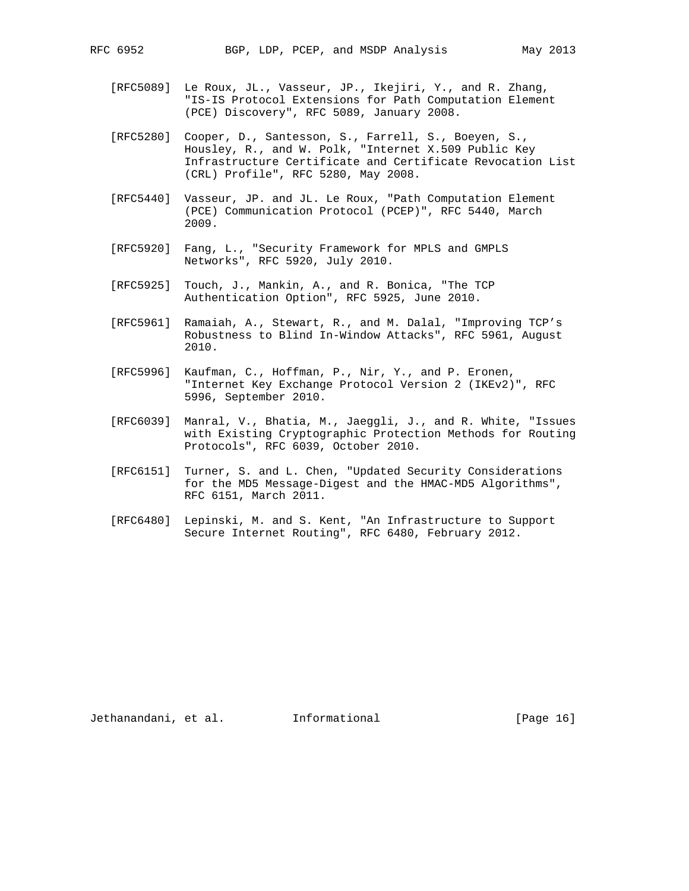[RFC5089] Le Roux, JL., Vasseur, JP., Ikejiri, Y., and R. Zhang, "IS-IS Protocol Extensions for Path Computation Element (PCE) Discovery", RFC 5089, January 2008.

[RFC5280] Cooper, D., Santesson, S., Farrell, S., Boeyen, S., Housley, R., and W. Polk, "Internet X.509 Public Key Infrastructure Certificate and Certificate Revocation List (CRL) Profile", RFC 5280, May 2008.

[RFC5440] Vasseur, JP. and JL. Le Roux, "Path Computation Element (PCE) Communication Protocol (PCEP)", RFC 5440, March 2009.

[RFC5920] Fang, L., "Security Framework for MPLS and GMPLS Networks", RFC 5920, July 2010.

[RFC5925] Touch, J., Mankin, A., and R. Bonica, "The TCP Authentication Option", RFC 5925, June 2010.

[RFC5961] Ramaiah, A., Stewart, R., and M. Dalal, "Improving TCP's Robustness to Blind In-Window Attacks", RFC 5961, August 2010.

[RFC5996] Kaufman, C., Hoffman, P., Nir, Y., and P. Eronen, "Internet Key Exchange Protocol Version 2 (IKEv2)", RFC 5996, September 2010.

[RFC6039] Manral, V., Bhatia, M., Jaeggli, J., and R. White, "Issues with Existing Cryptographic Protection Methods for Routing Protocols", RFC 6039, October 2010.

[RFC6151] Turner, S. and L. Chen, "Updated Security Considerations for the MD5 Message-Digest and the HMAC-MD5 Algorithms", RFC 6151, March 2011.

[RFC6480] Lepinski, M. and S. Kent, "An Infrastructure to Support Secure Internet Routing", RFC 6480, February 2012.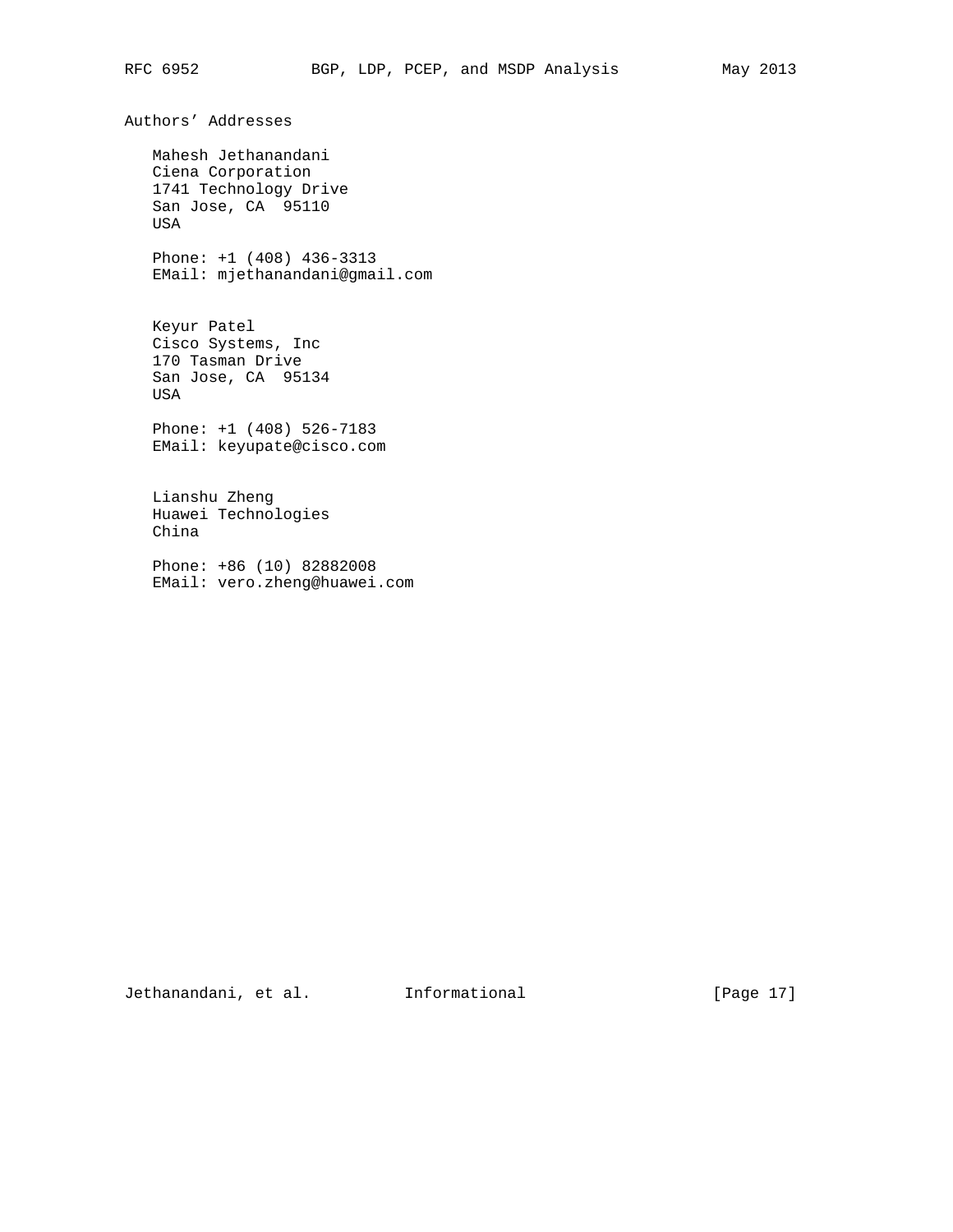## Authors' Addresses

Mahesh Jethanandani
Ciena Corporation
1741 Technology Drive
San Jose, CA 95110
USA

Phone: +1 (408) 436-3313
EMail: mjethanandani@gmail.com

Keyur Patel
Cisco Systems, Inc
170 Tasman Drive
San Jose, CA 95134
USA

Phone: +1 (408) 526-7183
EMail: keyupate@cisco.com

Lianshu Zheng
Huawei Technologies
China

Phone: +86 (10) 82882008
EMail: vero.zheng@huawei.com